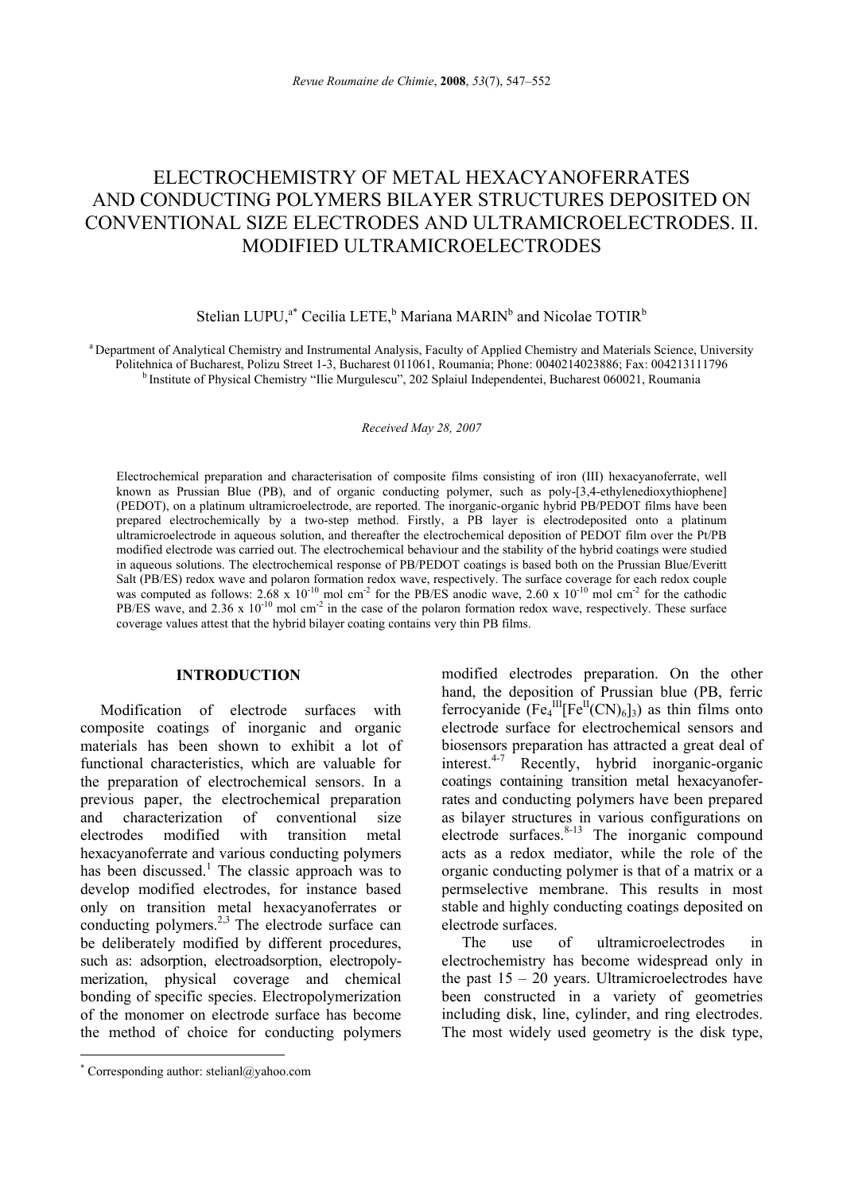# ELECTROCHEMISTRY OF METAL HEXACYANOFERRATES AND CONDUCTING POLYMERS BILAYER STRUCTURES DEPOSITED ON CONVENTIONAL SIZE ELECTRODES AND ULTRAMICROELECTRODES. II. MODIFIED ULTRAMICROELECTRODES

Stelian LUPU,[a*] Cecilia LETE,[b] Mariana MARIN[b] and Nicolae TOTIR[b]

[a] Department of Analytical Chemistry and Instrumental Analysis, Faculty of Applied Chemistry and Materials Science, University Politehnica of Bucharest, Polizu Street 1-3, Bucharest 011061, Roumania; Phone: 0040214023886; Fax: 004213111796

[b] Institute of Physical Chemistry "Ilie Murgulescu", 202 Splaiul Independentei, Bucharest 060021, Roumania

*Received May 28, 2007*

Electrochemical preparation and characterisation of composite films consisting of iron (III) hexacyanoferrate, well known as Prussian Blue (PB), and of organic conducting polymer, such as poly-[3,4-ethylenedioxythiophene] (PEDOT), on a platinum ultramicroelectrode, are reported. The inorganic-organic hybrid PB/PEDOT films have been prepared electrochemically by a two-step method. Firstly, a PB layer is electrodeposited onto a platinum ultramicroelectrode in aqueous solution, and thereafter the electrochemical deposition of PEDOT film over the Pt/PB modified electrode was carried out. The electrochemical behaviour and the stability of the hybrid coatings were studied in aqueous solutions. The electrochemical response of PB/PEDOT coatings is based both on the Prussian Blue/Everitt Salt (PB/ES) redox wave and polaron formation redox wave, respectively. The surface coverage for each redox couple was computed as follows: $2.68 \times 10^{-10}$ mol cm$^{-2}$ for the PB/ES anodic wave, $2.60 \times 10^{-10}$ mol cm$^{-2}$ for the cathodic PB/ES wave, and $2.36 \times 10^{-10}$ mol cm$^{-2}$ in the case of the polaron formation redox wave, respectively. These surface coverage values attest that the hybrid bilayer coating contains very thin PB films.

## INTRODUCTION

Modification of electrode surfaces with composite coatings of inorganic and organic materials has been shown to exhibit a lot of functional characteristics, which are valuable for the preparation of electrochemical sensors. In a previous paper, the electrochemical preparation and characterization of conventional size electrodes modified with transition metal hexacyanoferrate and various conducting polymers has been discussed.[1] The classic approach was to develop modified electrodes, for instance based only on transition metal hexacyanoferrates or conducting polymers.[2,3] The electrode surface can be deliberately modified by different procedures, such as: adsorption, electroadsorption, electropolymerization, physical coverage and chemical bonding of specific species. Electropolymerization of the monomer on electrode surface has become the method of choice for conducting polymers modified electrodes preparation. On the other hand, the deposition of Prussian blue (PB, ferric ferrocyanide ($Fe_4^{III}[Fe^{II}(CN)_6]_3$) as thin films onto electrode surface for electrochemical sensors and biosensors preparation has attracted a great deal of interest.[4-7] Recently, hybrid inorganic-organic coatings containing transition metal hexacyanoferrates and conducting polymers have been prepared as bilayer structures in various configurations on electrode surfaces.[8-13] The inorganic compound acts as a redox mediator, while the role of the organic conducting polymer is that of a matrix or a permselective membrane. This results in most stable and highly conducting coatings deposited on electrode surfaces.

The use of ultramicroelectrodes in electrochemistry has become widespread only in the past 15 – 20 years. Ultramicroelectrodes have been constructed in a variety of geometries including disk, line, cylinder, and ring electrodes. The most widely used geometry is the disk type,

* Corresponding author: stelianl@yahoo.com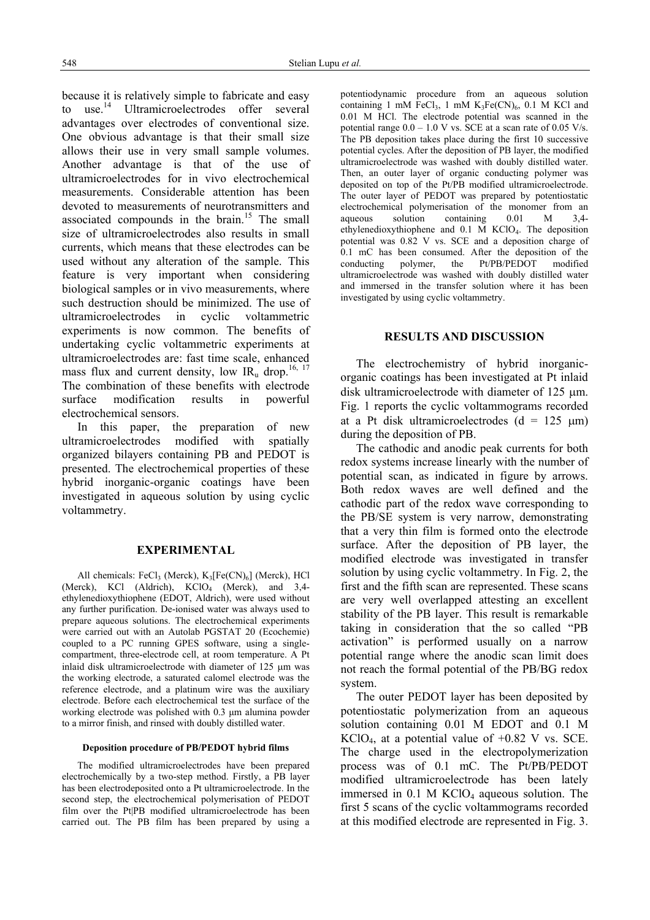because it is relatively simple to fabricate and easy to use.[14] Ultramicroelectrodes offer several advantages over electrodes of conventional size. One obvious advantage is that their small size allows their use in very small sample volumes. Another advantage is that of the use of ultramicroelectrodes for in vivo electrochemical measurements. Considerable attention has been devoted to measurements of neurotransmitters and associated compounds in the brain.[15] The small size of ultramicroelectrodes also results in small currents, which means that these electrodes can be used without any alteration of the sample. This feature is very important when considering biological samples or in vivo measurements, where such destruction should be minimized. The use of ultramicroelectrodes in cyclic voltammetric experiments is now common. The benefits of undertaking cyclic voltammetric experiments at ultramicroelectrodes are: fast time scale, enhanced mass flux and current density, low $IR_u$ drop.[16, 17] The combination of these benefits with electrode surface modification results in powerful electrochemical sensors.

In this paper, the preparation of new ultramicroelectrodes modified with spatially organized bilayers containing PB and PEDOT is presented. The electrochemical properties of these hybrid inorganic-organic coatings have been investigated in aqueous solution by using cyclic voltammetry.

## EXPERIMENTAL

All chemicals: $FeCl_3$ (Merck), $K_3[Fe(CN)_6]$ (Merck), HCl (Merck), KCl (Aldrich), $KClO_4$ (Merck), and 3,4-ethylenedioxythiophene (EDOT, Aldrich), were used without any further purification. De-ionised water was always used to prepare aqueous solutions. The electrochemical experiments were carried out with an Autolab PGSTAT 20 (Ecochemie) coupled to a PC running GPES software, using a single-compartment, three-electrode cell, at room temperature. A Pt inlaid disk ultramicroelectrode with diameter of 125 μm was the working electrode, a saturated calomel electrode was the reference electrode, and a platinum wire was the auxiliary electrode. Before each electrochemical test the surface of the working electrode was polished with 0.3 μm alumina powder to a mirror finish, and rinsed with doubly distilled water.

### Deposition procedure of PB/PEDOT hybrid films

The modified ultramicroelectrodes have been prepared electrochemically by a two-step method. Firstly, a PB layer has been electrodeposited onto a Pt ultramicroelectrode. In the second step, the electrochemical polymerisation of PEDOT film over the Pt|PB modified ultramicroelectrode has been carried out. The PB film has been prepared by using a potentiodynamic procedure from an aqueous solution containing 1 mM $FeCl_3$, 1 mM $K_3Fe(CN)_6$, 0.1 M KCl and 0.01 M HCl. The electrode potential was scanned in the potential range 0.0 – 1.0 V vs. SCE at a scan rate of 0.05 V/s. The PB deposition takes place during the first 10 successive potential cycles. After the deposition of PB layer, the modified ultramicroelectrode was washed with doubly distilled water. Then, an outer layer of organic conducting polymer was deposited on top of the Pt/PB modified ultramicroelectrode. The outer layer of PEDOT was prepared by potentiostatic electrochemical polymerisation of the monomer from an aqueous solution containing 0.01 M 3,4-ethylenedioxythiophene and 0.1 M $KClO_4$. The deposition potential was 0.82 V vs. SCE and a deposition charge of 0.1 mC has been consumed. After the deposition of the conducting polymer, the Pt/PB/PEDOT modified ultramicroelectrode was washed with doubly distilled water and immersed in the transfer solution where it has been investigated by using cyclic voltammetry.

## RESULTS AND DISCUSSION

The electrochemistry of hybrid inorganic-organic coatings has been investigated at Pt inlaid disk ultramicroelectrode with diameter of 125 μm. Fig. 1 reports the cyclic voltammograms recorded at a Pt disk ultramicroelectrodes (d = 125 μm) during the deposition of PB.

The cathodic and anodic peak currents for both redox systems increase linearly with the number of potential scan, as indicated in figure by arrows. Both redox waves are well defined and the cathodic part of the redox wave corresponding to the PB/SE system is very narrow, demonstrating that a very thin film is formed onto the electrode surface. After the deposition of PB layer, the modified electrode was investigated in transfer solution by using cyclic voltammetry. In Fig. 2, the first and the fifth scan are represented. These scans are very well overlapped attesting an excellent stability of the PB layer. This result is remarkable taking in consideration that the so called "PB activation" is performed usually on a narrow potential range where the anodic scan limit does not reach the formal potential of the PB/BG redox system.

The outer PEDOT layer has been deposited by potentiostatic polymerization from an aqueous solution containing 0.01 M EDOT and 0.1 M $KClO_4$, at a potential value of +0.82 V vs. SCE. The charge used in the electropolymerization process was of 0.1 mC. The Pt/PB/PEDOT modified ultramicroelectrode has been lately immersed in 0.1 M $KClO_4$ aqueous solution. The first 5 scans of the cyclic voltammograms recorded at this modified electrode are represented in Fig. 3.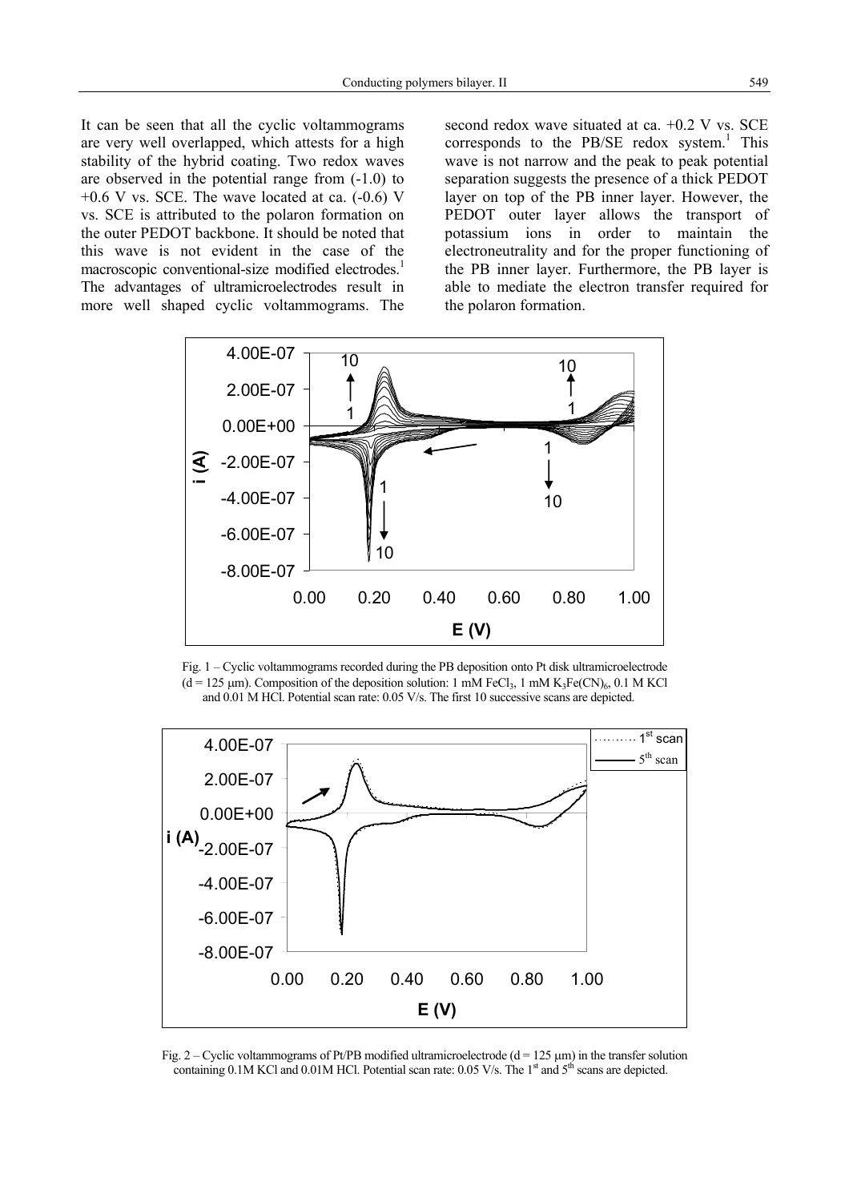It can be seen that all the cyclic voltammograms are very well overlapped, which attests for a high stability of the hybrid coating. Two redox waves are observed in the potential range from (-1.0) to +0.6 V vs. SCE. The wave located at ca. (-0.6) V vs. SCE is attributed to the polaron formation on the outer PEDOT backbone. It should be noted that this wave is not evident in the case of the macroscopic conventional-size modified electrodes.[1] The advantages of ultramicroelectrodes result in more well shaped cyclic voltammograms. The second redox wave situated at ca. +0.2 V vs. SCE corresponds to the PB/SE redox system.[1] This wave is not narrow and the peak to peak potential separation suggests the presence of a thick PEDOT layer on top of the PB inner layer. However, the PEDOT outer layer allows the transport of potassium ions in order to maintain the electroneutrality and for the proper functioning of the PB inner layer. Furthermore, the PB layer is able to mediate the electron transfer required for the polaron formation.

Fig. 1 – Cyclic voltammograms recorded during the PB deposition onto Pt disk ultramicroelectrode (d = 125 μm). Composition of the deposition solution: 1 mM $FeCl_3$, 1 mM $K_3Fe(CN)_6$, 0.1 M KCl and 0.01 M HCl. Potential scan rate: 0.05 V/s. The first 10 successive scans are depicted.

Fig. 2 – Cyclic voltammograms of Pt/PB modified ultramicroelectrode (d = 125 μm) in the transfer solution containing 0.1M KCl and 0.01M HCl. Potential scan rate: 0.05 V/s. The 1st and 5th scans are depicted.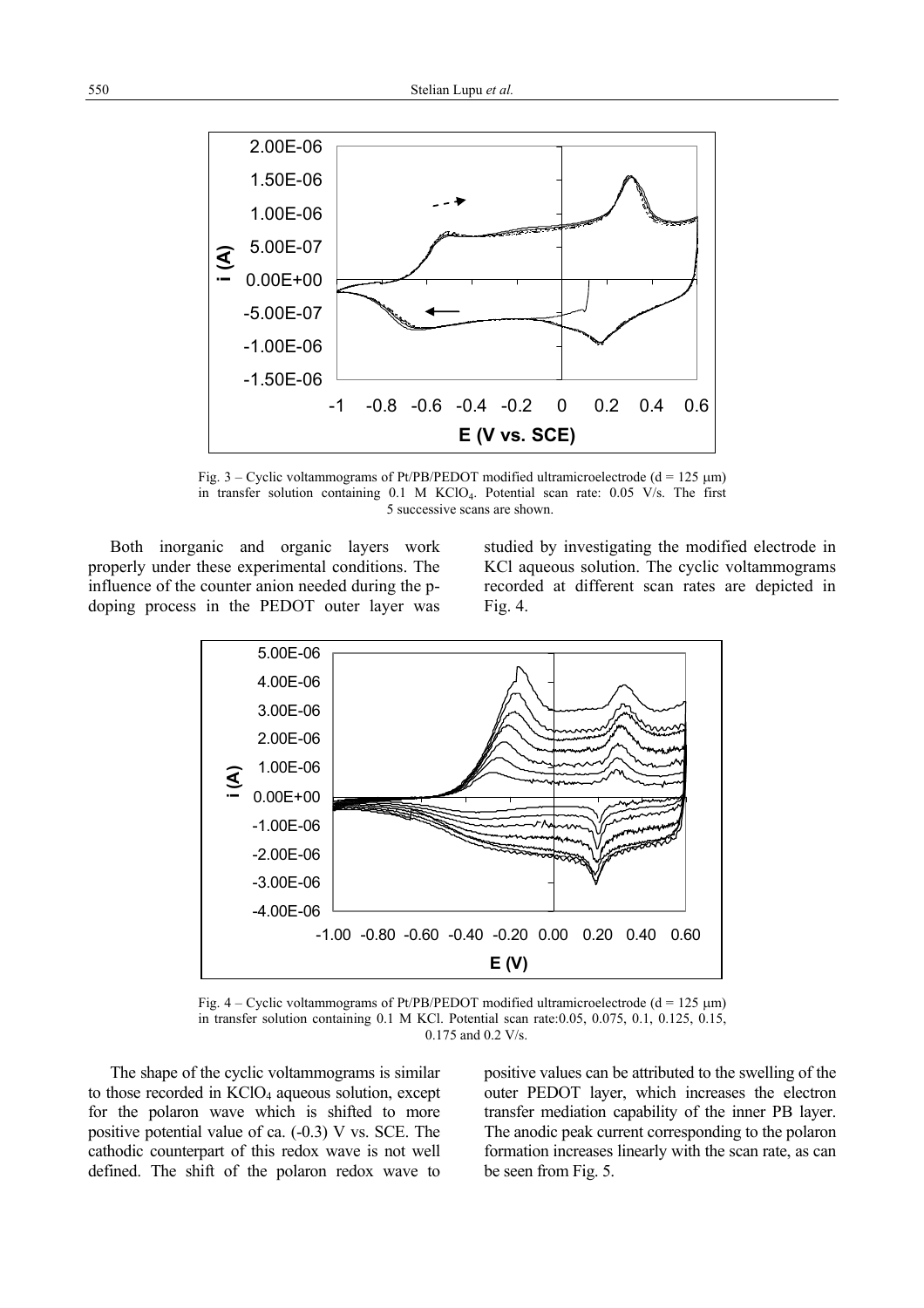Fig. 3 – Cyclic voltammograms of Pt/PB/PEDOT modified ultramicroelectrode (d = 125 μm) in transfer solution containing 0.1 M $KClO_4$. Potential scan rate: 0.05 V/s. The first 5 successive scans are shown.

Both inorganic and organic layers work properly under these experimental conditions. The influence of the counter anion needed during the p-doping process in the PEDOT outer layer was studied by investigating the modified electrode in KCl aqueous solution. The cyclic voltammograms recorded at different scan rates are depicted in Fig. 4.

Fig. 4 – Cyclic voltammograms of Pt/PB/PEDOT modified ultramicroelectrode (d = 125 μm) in transfer solution containing 0.1 M KCl. Potential scan rate:0.05, 0.075, 0.1, 0.125, 0.15, 0.175 and 0.2 V/s.

The shape of the cyclic voltammograms is similar to those recorded in $KClO_4$ aqueous solution, except for the polaron wave which is shifted to more positive potential value of ca. (-0.3) V vs. SCE. The cathodic counterpart of this redox wave is not well defined. The shift of the polaron redox wave to positive values can be attributed to the swelling of the outer PEDOT layer, which increases the electron transfer mediation capability of the inner PB layer. The anodic peak current corresponding to the polaron formation increases linearly with the scan rate, as can be seen from Fig. 5.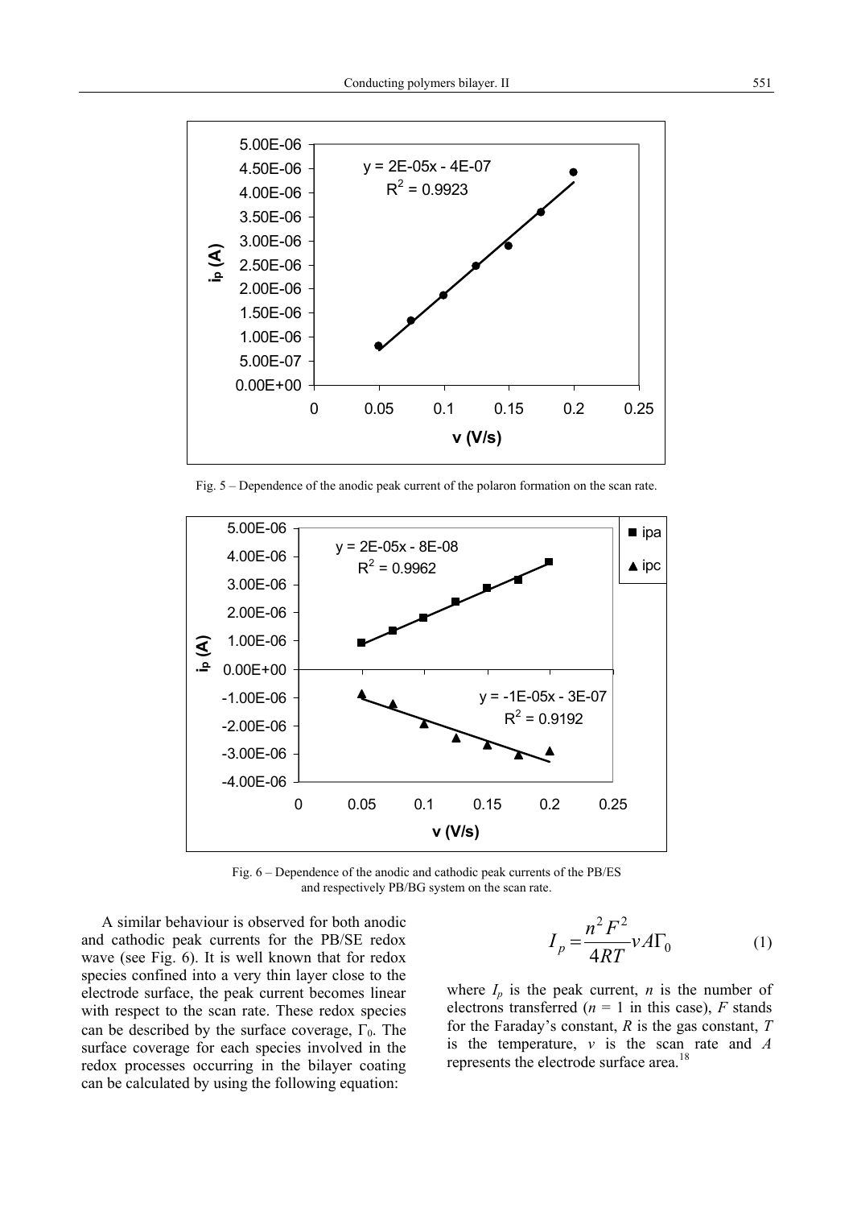Fig. 5 – Dependence of the anodic peak current of the polaron formation on the scan rate.

Fig. 6 – Dependence of the anodic and cathodic peak currents of the PB/ES and respectively PB/BG system on the scan rate.

A similar behaviour is observed for both anodic and cathodic peak currents for the PB/SE redox wave (see Fig. 6). It is well known that for redox species confined into a very thin layer close to the electrode surface, the peak current becomes linear with respect to the scan rate. These redox species can be described by the surface coverage, $\Gamma_0$. The surface coverage for each species involved in the redox processes occurring in the bilayer coating can be calculated by using the following equation:

$$I_p = \frac{n^2 F^2}{4RT} v A \Gamma_0 \qquad (1)$$

where $I_p$ is the peak current, $n$ is the number of electrons transferred ($n$ = 1 in this case), $F$ stands for the Faraday's constant, $R$ is the gas constant, $T$ is the temperature, $v$ is the scan rate and $A$ represents the electrode surface area.[18]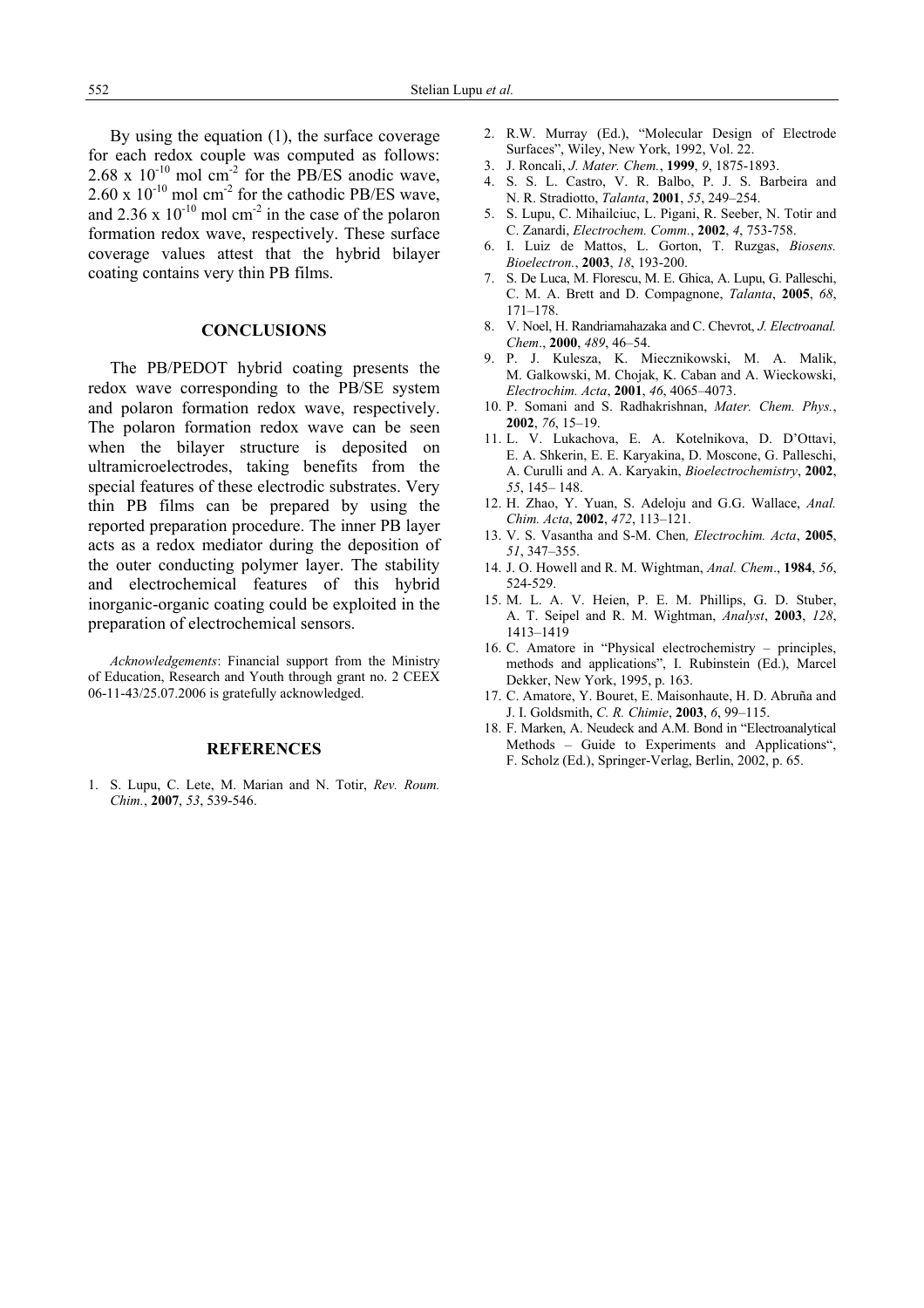By using the equation (1), the surface coverage for each redox couple was computed as follows: $2.68 \times 10^{-10}$ mol cm$^{-2}$ for the PB/ES anodic wave, $2.60 \times 10^{-10}$ mol cm$^{-2}$ for the cathodic PB/ES wave, and $2.36 \times 10^{-10}$ mol cm$^{-2}$ in the case of the polaron formation redox wave, respectively. These surface coverage values attest that the hybrid bilayer coating contains very thin PB films.

## CONCLUSIONS

The PB/PEDOT hybrid coating presents the redox wave corresponding to the PB/SE system and polaron formation redox wave, respectively. The polaron formation redox wave can be seen when the bilayer structure is deposited on ultramicroelectrodes, taking benefits from the special features of these electrodic substrates. Very thin PB films can be prepared by using the reported preparation procedure. The inner PB layer acts as a redox mediator during the deposition of the outer conducting polymer layer. The stability and electrochemical features of this hybrid inorganic-organic coating could be exploited in the preparation of electrochemical sensors.

*Acknowledgements*: Financial support from the Ministry of Education, Research and Youth through grant no. 2 CEEX 06-11-43/25.07.2006 is gratefully acknowledged.

## REFERENCES

1. S. Lupu, C. Lete, M. Marian and N. Totir, *Rev. Roum. Chim.*, **2007**, *53*, 539-546.
2. R.W. Murray (Ed.), "Molecular Design of Electrode Surfaces", Wiley, New York, 1992, Vol. 22.
3. J. Roncali, *J. Mater. Chem.*, **1999**, *9*, 1875-1893.
4. S. S. L. Castro, V. R. Balbo, P. J. S. Barbeira and N. R. Stradiotto, *Talanta*, **2001**, *55*, 249–254.
5. S. Lupu, C. Mihailciuc, L. Pigani, R. Seeber, N. Totir and C. Zanardi, *Electrochem. Comm.*, **2002**, *4*, 753-758.
6. I. Luiz de Mattos, L. Gorton, T. Ruzgas, *Biosens. Bioelectron.*, **2003**, *18*, 193-200.
7. S. De Luca, M. Florescu, M. E. Ghica, A. Lupu, G. Palleschi, C. M. A. Brett and D. Compagnone, *Talanta*, **2005**, *68*, 171–178.
8. V. Noel, H. Randriamahazaka and C. Chevrot, *J. Electroanal. Chem*., **2000**, *489*, 46–54.
9. P. J. Kulesza, K. Miecznikowski, M. A. Malik, M. Galkowski, M. Chojak, K. Caban and A. Wieckowski, *Electrochim. Acta*, **2001**, *46*, 4065–4073.
10. P. Somani and S. Radhakrishnan, *Mater. Chem. Phys.*, **2002**, *76*, 15–19.
11. L. V. Lukachova, E. A. Kotelnikova, D. D'Ottavi, E. A. Shkerin, E. E. Karyakina, D. Moscone, G. Palleschi, A. Curulli and A. A. Karyakin, *Bioelectrochemistry*, **2002**, *55*, 145– 148.
12. H. Zhao, Y. Yuan, S. Adeloju and G.G. Wallace, *Anal. Chim. Acta*, **2002**, *472*, 113–121.
13. V. S. Vasantha and S-M. Chen, *Electrochim. Acta*, **2005**, *51*, 347–355.
14. J. O. Howell and R. M. Wightman, *Anal. Chem*., **1984**, *56*, 524-529.
15. M. L. A. V. Heien, P. E. M. Phillips, G. D. Stuber, A. T. Seipel and R. M. Wightman, *Analyst*, **2003**, *128*, 1413–1419
16. C. Amatore in "Physical electrochemistry – principles, methods and applications", I. Rubinstein (Ed.), Marcel Dekker, New York, 1995, p. 163.
17. C. Amatore, Y. Bouret, E. Maisonhaute, H. D. Abruña and J. I. Goldsmith, *C. R. Chimie*, **2003**, *6*, 99–115.
18. F. Marken, A. Neudeck and A.M. Bond in "Electroanalytical Methods – Guide to Experiments and Applications", F. Scholz (Ed.), Springer-Verlag, Berlin, 2002, p. 65.